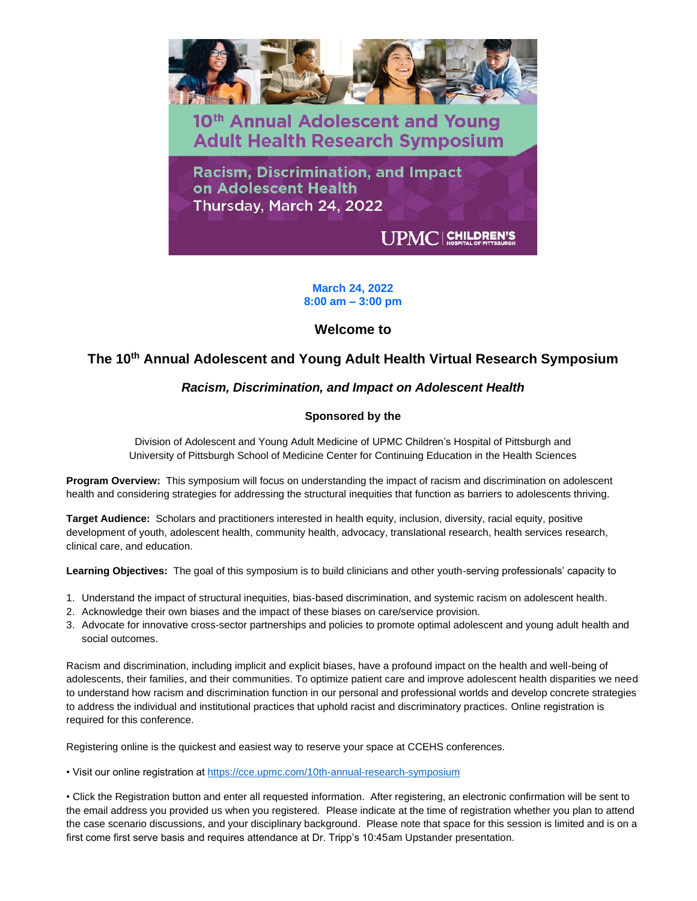10th Annual Adolescent and Young Adult Health Research Symposium

Racism, Discrimination, and Impact on Adolescent Health

Thursday, March 24, 2022

UPMC | CHILDREN'S HOSPITAL OF PITTSBURGH

**March 24, 2022**
**8:00 am – 3:00 pm**

## Welcome to

## The 10th Annual Adolescent and Young Adult Health Virtual Research Symposium

### *Racism, Discrimination, and Impact on Adolescent Health*

**Sponsored by the**

Division of Adolescent and Young Adult Medicine of UPMC Children's Hospital of Pittsburgh and University of Pittsburgh School of Medicine Center for Continuing Education in the Health Sciences

**Program Overview:** This symposium will focus on understanding the impact of racism and discrimination on adolescent health and considering strategies for addressing the structural inequities that function as barriers to adolescents thriving.

**Target Audience:** Scholars and practitioners interested in health equity, inclusion, diversity, racial equity, positive development of youth, adolescent health, community health, advocacy, translational research, health services research, clinical care, and education.

**Learning Objectives:** The goal of this symposium is to build clinicians and other youth-serving professionals' capacity to

1. Understand the impact of structural inequities, bias-based discrimination, and systemic racism on adolescent health.
2. Acknowledge their own biases and the impact of these biases on care/service provision.
3. Advocate for innovative cross-sector partnerships and policies to promote optimal adolescent and young adult health and social outcomes.

Racism and discrimination, including implicit and explicit biases, have a profound impact on the health and well-being of adolescents, their families, and their communities. To optimize patient care and improve adolescent health disparities we need to understand how racism and discrimination function in our personal and professional worlds and develop concrete strategies to address the individual and institutional practices that uphold racist and discriminatory practices. Online registration is required for this conference.

Registering online is the quickest and easiest way to reserve your space at CCEHS conferences.

• Visit our online registration at https://cce.upmc.com/10th-annual-research-symposium

• Click the Registration button and enter all requested information. After registering, an electronic confirmation will be sent to the email address you provided us when you registered. Please indicate at the time of registration whether you plan to attend the case scenario discussions, and your disciplinary background. Please note that space for this session is limited and is on a first come first serve basis and requires attendance at Dr. Tripp's 10:45am Upstander presentation.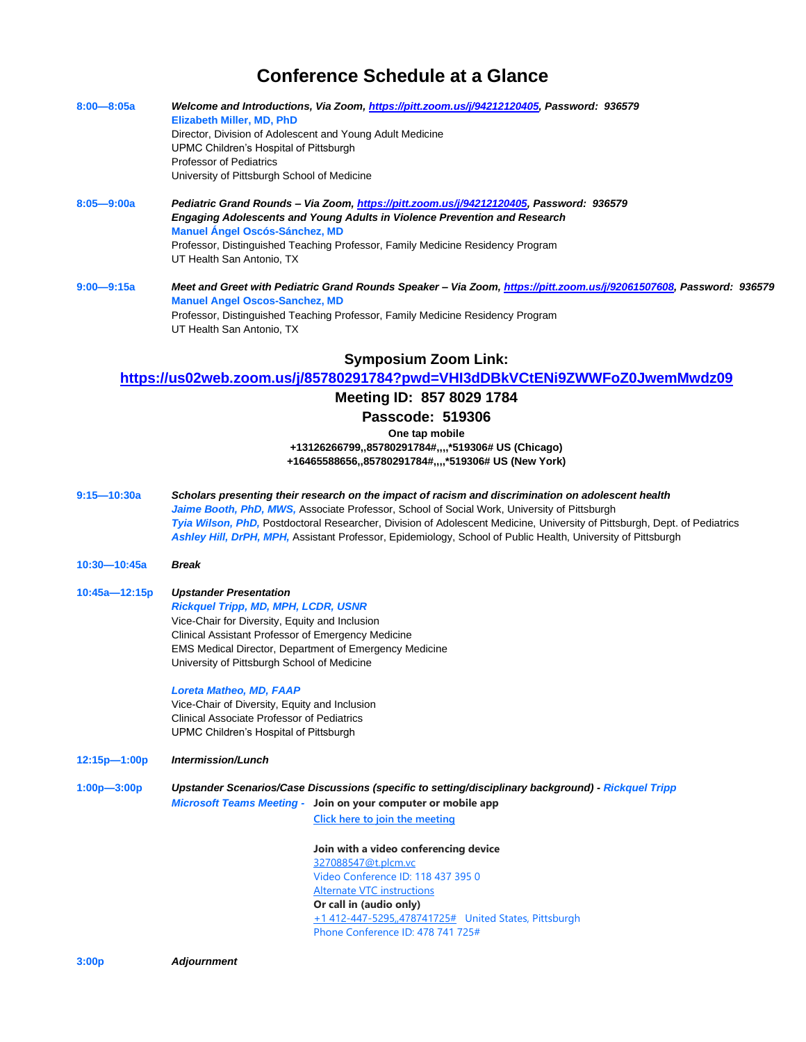# Conference Schedule at a Glance

**8:00—8:05a** — ***Welcome and Introductions, Via Zoom, https://pitt.zoom.us/j/94212120405, Password: 936579***

**Elizabeth Miller, MD, PhD**
Director, Division of Adolescent and Young Adult Medicine
UPMC Children's Hospital of Pittsburgh
Professor of Pediatrics
University of Pittsburgh School of Medicine

**8:05—9:00a** — ***Pediatric Grand Rounds – Via Zoom, https://pitt.zoom.us/j/94212120405, Password: 936579***
***Engaging Adolescents and Young Adults in Violence Prevention and Research***

**Manuel Ángel Oscós-Sánchez, MD**
Professor, Distinguished Teaching Professor, Family Medicine Residency Program
UT Health San Antonio, TX

**9:00—9:15a** — ***Meet and Greet with Pediatric Grand Rounds Speaker – Via Zoom, https://pitt.zoom.us/j/92061507608, Password: 936579***

**Manuel Angel Oscos-Sanchez, MD**
Professor, Distinguished Teaching Professor, Family Medicine Residency Program
UT Health San Antonio, TX

## Symposium Zoom Link:

**https://us02web.zoom.us/j/85780291784?pwd=VHI3dDBkVCtENi9ZWWFoZ0JwemMwdz09**

**Meeting ID: 857 8029 1784**

**Passcode: 519306**

**One tap mobile**
**+13126266799,,85780291784#,,,,*519306# US (Chicago)**
**+16465588656,,85780291784#,,,,*519306# US (New York)**

**9:15—10:30a** — ***Scholars presenting their research on the impact of racism and discrimination on adolescent health***

***Jaime Booth, PhD, MWS,*** Associate Professor, School of Social Work, University of Pittsburgh
***Tyia Wilson, PhD,*** Postdoctoral Researcher, Division of Adolescent Medicine, University of Pittsburgh, Dept. of Pediatrics
***Ashley Hill, DrPH, MPH,*** Assistant Professor, Epidemiology, School of Public Health, University of Pittsburgh

**10:30—10:45a** — ***Break***

**10:45a—12:15p** — ***Upstander Presentation***

***Rickquel Tripp, MD, MPH, LCDR, USNR***
Vice-Chair for Diversity, Equity and Inclusion
Clinical Assistant Professor of Emergency Medicine
EMS Medical Director, Department of Emergency Medicine
University of Pittsburgh School of Medicine

***Loreta Matheo, MD, FAAP***
Vice-Chair of Diversity, Equity and Inclusion
Clinical Associate Professor of Pediatrics
UPMC Children's Hospital of Pittsburgh

**12:15p—1:00p** — ***Intermission/Lunch***

**1:00p—3:00p** — ***Upstander Scenarios/Case Discussions (specific to setting/disciplinary background) - Rickquel Tripp***

***Microsoft Teams Meeting -*** **Join on your computer or mobile app**
Click here to join the meeting

**Join with a video conferencing device**
327088547@t.plcm.vc
Video Conference ID: 118 437 395 0
Alternate VTC instructions

**Or call in (audio only)**
+1 412-447-5295,,478741725# United States, Pittsburgh
Phone Conference ID: 478 741 725#

**3:00p** — ***Adjournment***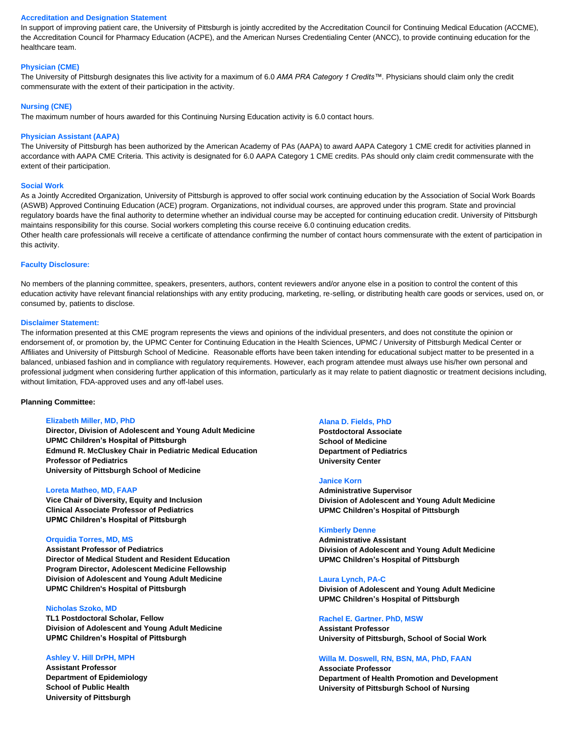### Accreditation and Designation Statement

In support of improving patient care, the University of Pittsburgh is jointly accredited by the Accreditation Council for Continuing Medical Education (ACCME), the Accreditation Council for Pharmacy Education (ACPE), and the American Nurses Credentialing Center (ANCC), to provide continuing education for the healthcare team.

### Physician (CME)

The University of Pittsburgh designates this live activity for a maximum of 6.0 *AMA PRA Category 1 Credits™*. Physicians should claim only the credit commensurate with the extent of their participation in the activity.

### Nursing (CNE)

The maximum number of hours awarded for this Continuing Nursing Education activity is 6.0 contact hours.

### Physician Assistant (AAPA)

The University of Pittsburgh has been authorized by the American Academy of PAs (AAPA) to award AAPA Category 1 CME credit for activities planned in accordance with AAPA CME Criteria. This activity is designated for 6.0 AAPA Category 1 CME credits. PAs should only claim credit commensurate with the extent of their participation.

### Social Work

As a Jointly Accredited Organization, University of Pittsburgh is approved to offer social work continuing education by the Association of Social Work Boards (ASWB) Approved Continuing Education (ACE) program. Organizations, not individual courses, are approved under this program. State and provincial regulatory boards have the final authority to determine whether an individual course may be accepted for continuing education credit. University of Pittsburgh maintains responsibility for this course. Social workers completing this course receive 6.0 continuing education credits.
Other health care professionals will receive a certificate of attendance confirming the number of contact hours commensurate with the extent of participation in this activity.

### Faculty Disclosure:

No members of the planning committee, speakers, presenters, authors, content reviewers and/or anyone else in a position to control the content of this education activity have relevant financial relationships with any entity producing, marketing, re-selling, or distributing health care goods or services, used on, or consumed by, patients to disclose.

### Disclaimer Statement:

The information presented at this CME program represents the views and opinions of the individual presenters, and does not constitute the opinion or endorsement of, or promotion by, the UPMC Center for Continuing Education in the Health Sciences, UPMC / University of Pittsburgh Medical Center or Affiliates and University of Pittsburgh School of Medicine. Reasonable efforts have been taken intending for educational subject matter to be presented in a balanced, unbiased fashion and in compliance with regulatory requirements. However, each program attendee must always use his/her own personal and professional judgment when considering further application of this information, particularly as it may relate to patient diagnostic or treatment decisions including, without limitation, FDA-approved uses and any off-label uses.

**Planning Committee:**

**Elizabeth Miller, MD, PhD**
**Director, Division of Adolescent and Young Adult Medicine**
**UPMC Children's Hospital of Pittsburgh**
**Edmund R. McCluskey Chair in Pediatric Medical Education**
**Professor of Pediatrics**
**University of Pittsburgh School of Medicine**

**Loreta Matheo, MD, FAAP**
**Vice Chair of Diversity, Equity and Inclusion**
**Clinical Associate Professor of Pediatrics**
**UPMC Children's Hospital of Pittsburgh**

**Orquidia Torres, MD, MS**
**Assistant Professor of Pediatrics**
**Director of Medical Student and Resident Education**
**Program Director, Adolescent Medicine Fellowship**
**Division of Adolescent and Young Adult Medicine**
**UPMC Children's Hospital of Pittsburgh**

**Nicholas Szoko, MD**
**TL1 Postdoctoral Scholar, Fellow**
**Division of Adolescent and Young Adult Medicine**
**UPMC Children's Hospital of Pittsburgh**

**Ashley V. Hill DrPH, MPH**
**Assistant Professor**
**Department of Epidemiology**
**School of Public Health**
**University of Pittsburgh**

**Alana D. Fields, PhD**
**Postdoctoral Associate**
**School of Medicine**
**Department of Pediatrics**
**University Center**

**Janice Korn**
**Administrative Supervisor**
**Division of Adolescent and Young Adult Medicine**
**UPMC Children's Hospital of Pittsburgh**

**Kimberly Denne**
**Administrative Assistant**
**Division of Adolescent and Young Adult Medicine**
**UPMC Children's Hospital of Pittsburgh**

**Laura Lynch, PA-C**
**Division of Adolescent and Young Adult Medicine**
**UPMC Children's Hospital of Pittsburgh**

**Rachel E. Gartner. PhD, MSW**
**Assistant Professor**
**University of Pittsburgh, School of Social Work**

**Willa M. Doswell, RN, BSN, MA, PhD, FAAN**
**Associate Professor**
**Department of Health Promotion and Development**
**University of Pittsburgh School of Nursing**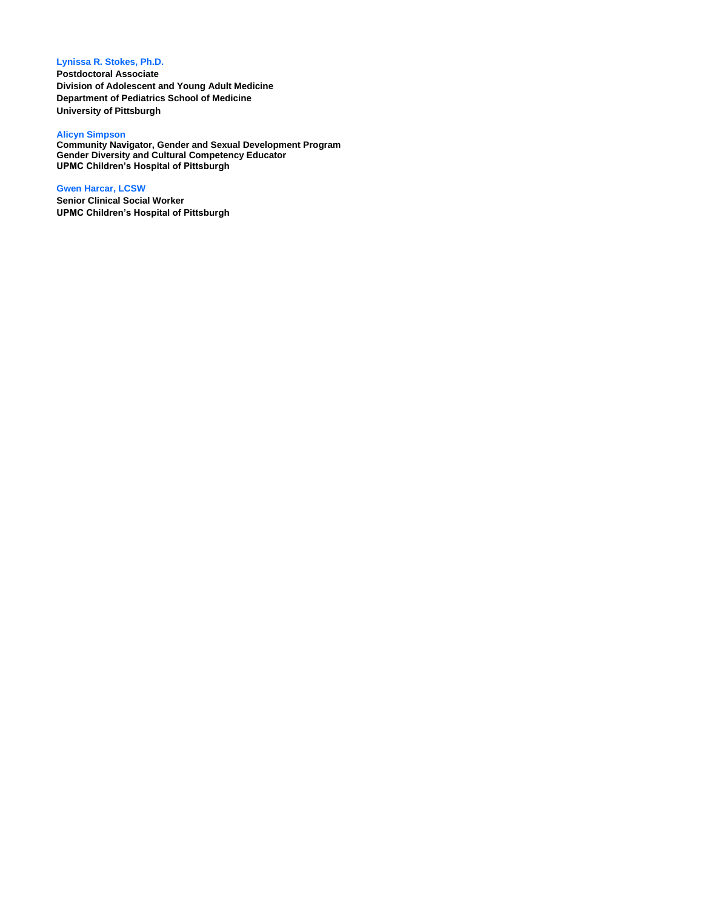**Lynissa R. Stokes, Ph.D.**
**Postdoctoral Associate**
**Division of Adolescent and Young Adult Medicine**
**Department of Pediatrics School of Medicine**
**University of Pittsburgh**

**Alicyn Simpson**
**Community Navigator, Gender and Sexual Development Program**
**Gender Diversity and Cultural Competency Educator**
**UPMC Children's Hospital of Pittsburgh**

**Gwen Harcar, LCSW**
**Senior Clinical Social Worker**
**UPMC Children's Hospital of Pittsburgh**